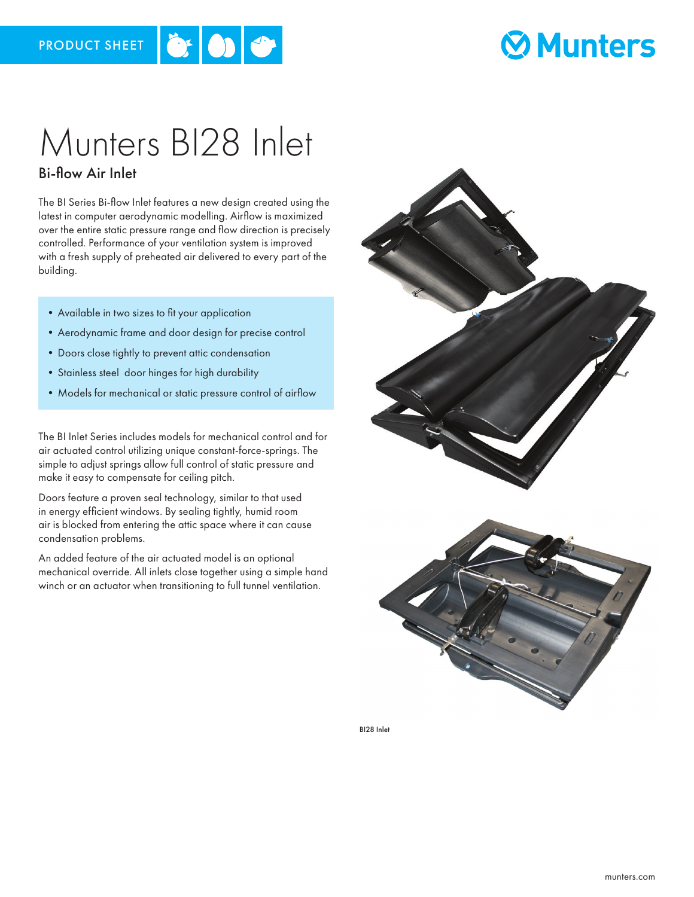PRODUCT SHEET

# Munters BI28 Inlet

## Bi-flow Air Inlet

The BI Series Bi-flow Inlet features a new design created using the latest in computer aerodynamic modelling. Airflow is maximized over the entire static pressure range and flow direction is precisely controlled. Performance of your ventilation system is improved with a fresh supply of preheated air delivered to every part of the building.

- Available in two sizes to fit your application
- Aerodynamic frame and door design for precise control
- Doors close tightly to prevent attic condensation
- Stainless steel door hinges for high durability
- Models for mechanical or static pressure control of airflow

The BI Inlet Series includes models for mechanical control and for air actuated control utilizing unique constant-force-springs. The simple to adjust springs allow full control of static pressure and make it easy to compensate for ceiling pitch.

Doors feature a proven seal technology, similar to that used in energy efficient windows. By sealing tightly, humid room air is blocked from entering the attic space where it can cause condensation problems.

An added feature of the air actuated model is an optional mechanical override. All inlets close together using a simple hand winch or an actuator when transitioning to full tunnel ventilation.

BI28 Inlet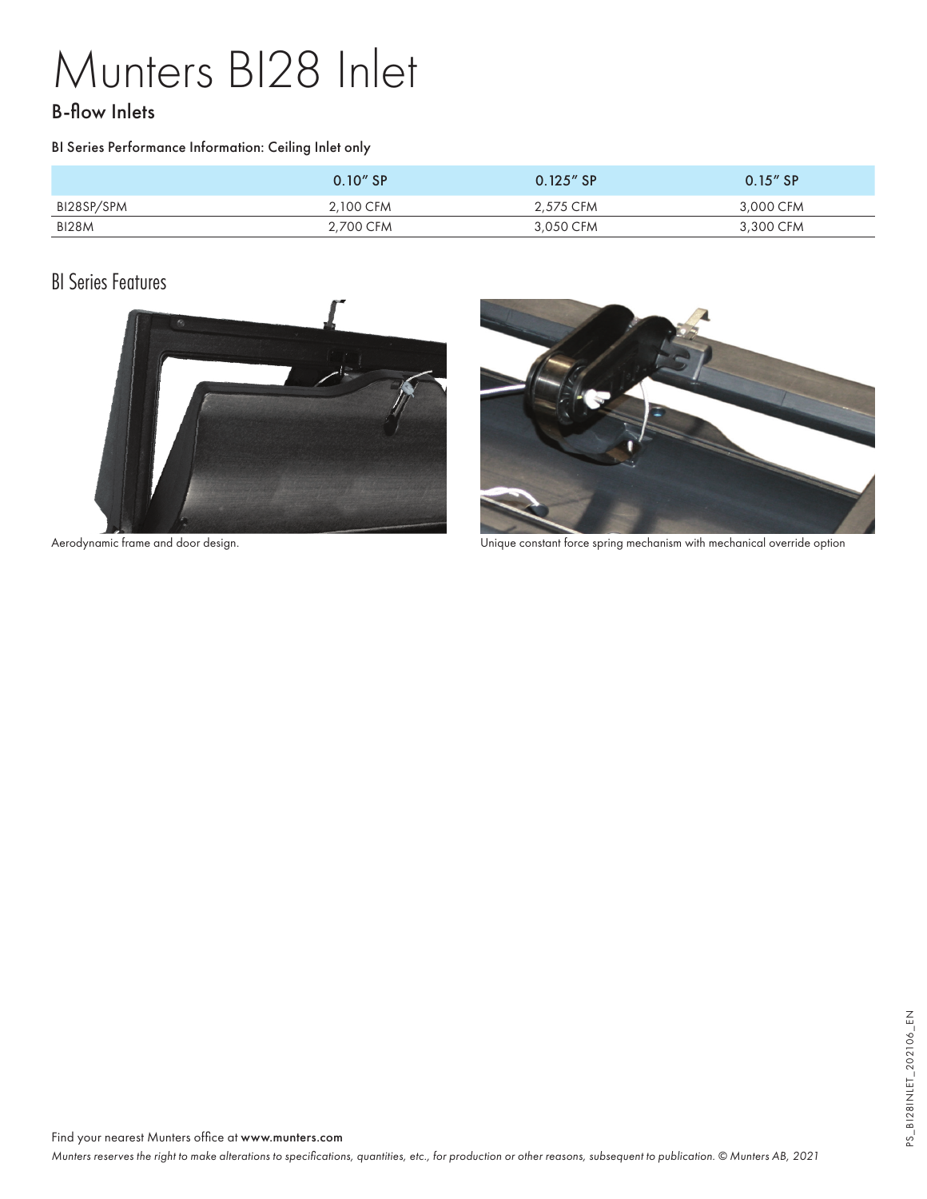# Munters BI28 Inlet

## B-flow Inlets

BI Series Performance Information: Ceiling Inlet only

| | 0.10″ SP | 0.125″ SP | 0.15″ SP |
|---|---|---|---|
| BI28SP/SPM | 2,100 CFM | 2,575 CFM | 3,000 CFM |
| BI28M | 2,700 CFM | 3,050 CFM | 3,300 CFM |

## BI Series Features

Aerodynamic frame and door design.

Unique constant force spring mechanism with mechanical override option

Find your nearest Munters office at **www.munters.com**

*Munters reserves the right to make alterations to specifications, quantities, etc., for production or other reasons, subsequent to publication. © Munters AB, 2021*

PS_BI28INLET_202106_EN